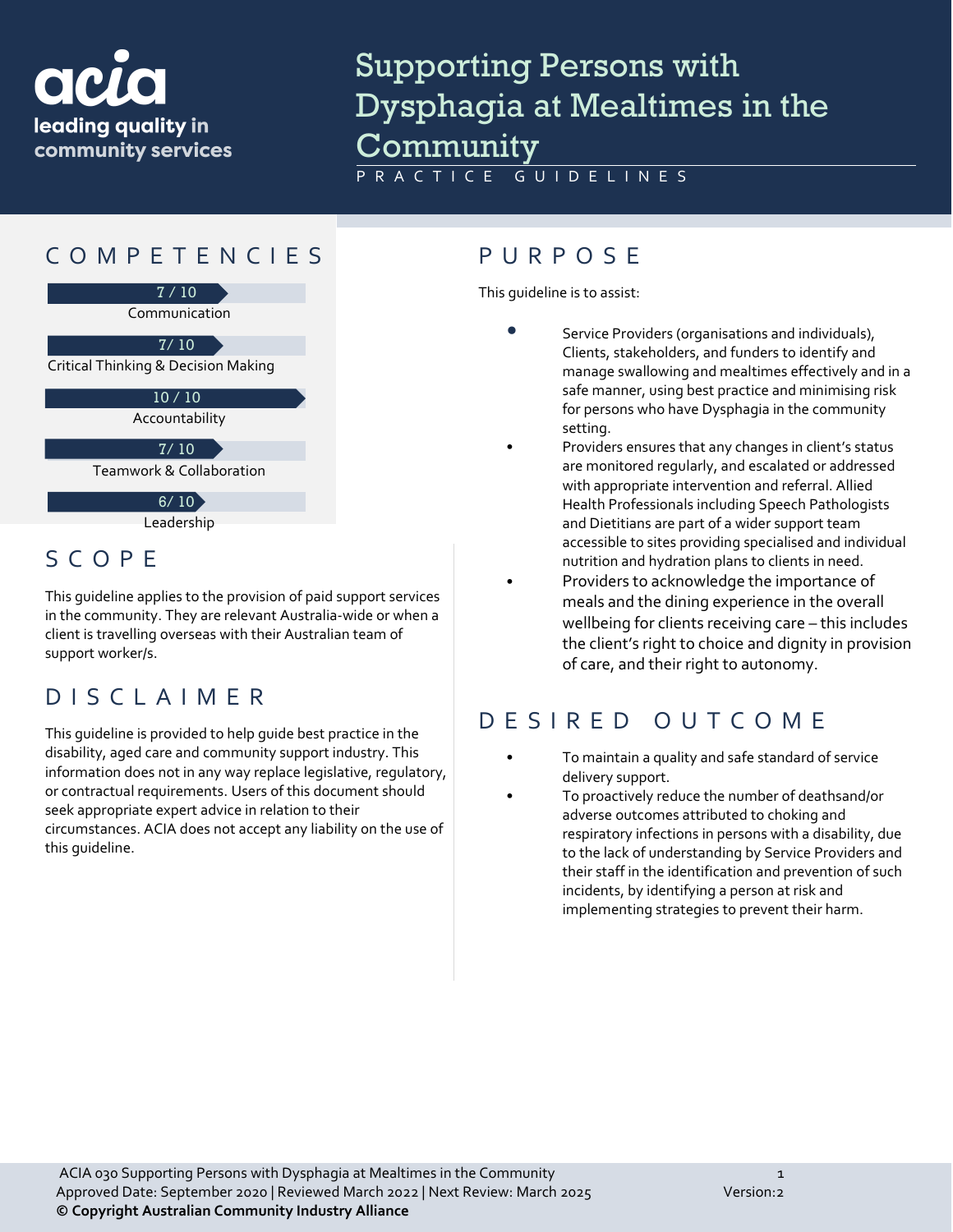acia

leading quality in community services

# Supporting Persons with Dysphagia at Mealtimes in the Community

PRACTICE GUIDELINES

## COMPETENCIES

| Competency | Rating |
|---|---|
| Communication | 7 / 10 |
| Critical Thinking & Decision Making | 7/ 10 |
| Accountability | 10 / 10 |
| Teamwork & Collaboration | 7/ 10 |
| Leadership | 6/ 10 |

## SCOPE

This guideline applies to the provision of paid support services in the community. They are relevant Australia-wide or when a client is travelling overseas with their Australian team of support worker/s.

## DISCLAIMER

This guideline is provided to help guide best practice in the disability, aged care and community support industry. This information does not in any way replace legislative, regulatory, or contractual requirements. Users of this document should seek appropriate expert advice in relation to their circumstances. ACIA does not accept any liability on the use of this guideline.

## PURPOSE

This guideline is to assist:

- Service Providers (organisations and individuals), Clients, stakeholders, and funders to identify and manage swallowing and mealtimes effectively and in a safe manner, using best practice and minimising risk for persons who have Dysphagia in the community setting.
- Providers ensures that any changes in client's status are monitored regularly, and escalated or addressed with appropriate intervention and referral. Allied Health Professionals including Speech Pathologists and Dietitians are part of a wider support team accessible to sites providing specialised and individual nutrition and hydration plans to clients in need.
- Providers to acknowledge the importance of meals and the dining experience in the overall wellbeing for clients receiving care – this includes the client's right to choice and dignity in provision of care, and their right to autonomy.

## DESIRED OUTCOME

- To maintain a quality and safe standard of service delivery support.
- To proactively reduce the number of deathsand/or adverse outcomes attributed to choking and respiratory infections in persons with a disability, due to the lack of understanding by Service Providers and their staff in the identification and prevention of such incidents, by identifying a person at risk and implementing strategies to prevent their harm.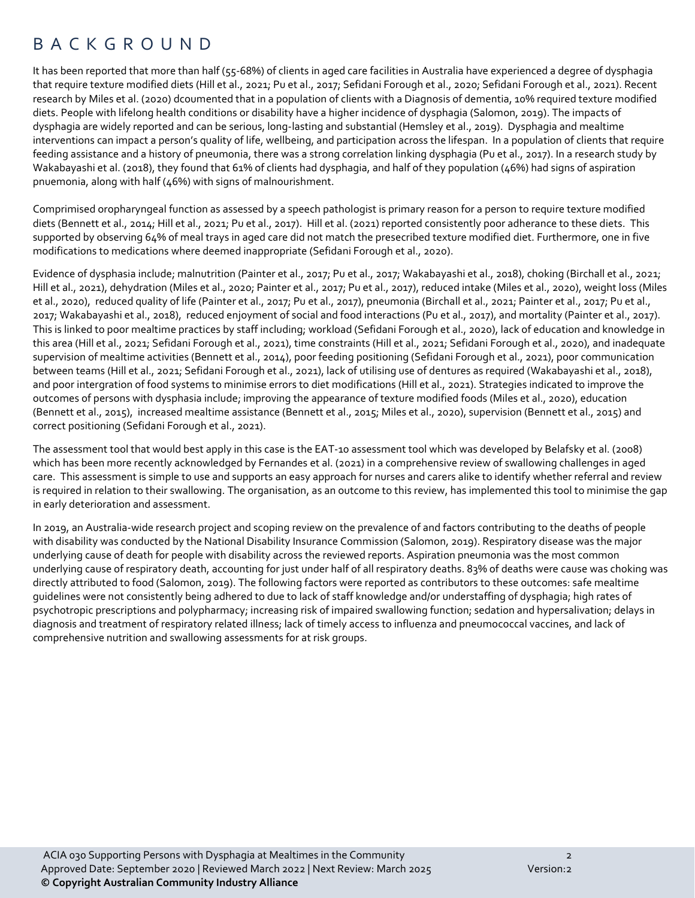# BACKGROUND

It has been reported that more than half (55-68%) of clients in aged care facilities in Australia have experienced a degree of dysphagia that require texture modified diets (Hill et al., 2021; Pu et al., 2017; Sefidani Forough et al., 2020; Sefidani Forough et al., 2021). Recent research by Miles et al. (2020) dcoumented that in a population of clients with a Diagnosis of dementia, 10% required texture modified diets. People with lifelong health conditions or disability have a higher incidence of dysphagia (Salomon, 2019). The impacts of dysphagia are widely reported and can be serious, long-lasting and substantial (Hemsley et al., 2019). Dysphagia and mealtime interventions can impact a person's quality of life, wellbeing, and participation across the lifespan. In a population of clients that require feeding assistance and a history of pneumonia, there was a strong correlation linking dysphagia (Pu et al., 2017). In a research study by Wakabayashi et al. (2018), they found that 61% of clients had dysphagia, and half of they population (46%) had signs of aspiration pnuemonia, along with half (46%) with signs of malnourishment.

Comprimised oropharyngeal function as assessed by a speech pathologist is primary reason for a person to require texture modified diets (Bennett et al., 2014; Hill et al., 2021; Pu et al., 2017). Hill et al. (2021) reported consistently poor adherance to these diets. This supported by observing 64% of meal trays in aged care did not match the presecribed texture modified diet. Furthermore, one in five modifications to medications where deemed inappropriate (Sefidani Forough et al., 2020).

Evidence of dysphasia include; malnutrition (Painter et al., 2017; Pu et al., 2017; Wakabayashi et al., 2018), choking (Birchall et al., 2021; Hill et al., 2021), dehydration (Miles et al., 2020; Painter et al., 2017; Pu et al., 2017), reduced intake (Miles et al., 2020), weight loss (Miles et al., 2020), reduced quality of life (Painter et al., 2017; Pu et al., 2017), pneumonia (Birchall et al., 2021; Painter et al., 2017; Pu et al., 2017; Wakabayashi et al., 2018), reduced enjoyment of social and food interactions (Pu et al., 2017), and mortality (Painter et al., 2017). This is linked to poor mealtime practices by staff including; workload (Sefidani Forough et al., 2020), lack of education and knowledge in this area (Hill et al., 2021; Sefidani Forough et al., 2021), time constraints (Hill et al., 2021; Sefidani Forough et al., 2020), and inadequate supervision of mealtime activities (Bennett et al., 2014), poor feeding positioning (Sefidani Forough et al., 2021), poor communication between teams (Hill et al., 2021; Sefidani Forough et al., 2021), lack of utilising use of dentures as required (Wakabayashi et al., 2018), and poor intergration of food systems to minimise errors to diet modifications (Hill et al., 2021). Strategies indicated to improve the outcomes of persons with dysphasia include; improving the appearance of texture modified foods (Miles et al., 2020), education (Bennett et al., 2015), increased mealtime assistance (Bennett et al., 2015; Miles et al., 2020), supervision (Bennett et al., 2015) and correct positioning (Sefidani Forough et al., 2021).

The assessment tool that would best apply in this case is the EAT-10 assessment tool which was developed by Belafsky et al. (2008) which has been more recently acknowledged by Fernandes et al. (2021) in a comprehensive review of swallowing challenges in aged care. This assessment is simple to use and supports an easy approach for nurses and carers alike to identify whether referral and review is required in relation to their swallowing. The organisation, as an outcome to this review, has implemented this tool to minimise the gap in early deterioration and assessment.

In 2019, an Australia-wide research project and scoping review on the prevalence of and factors contributing to the deaths of people with disability was conducted by the National Disability Insurance Commission (Salomon, 2019). Respiratory disease was the major underlying cause of death for people with disability across the reviewed reports. Aspiration pneumonia was the most common underlying cause of respiratory death, accounting for just under half of all respiratory deaths. 83% of deaths were cause was choking was directly attributed to food (Salomon, 2019). The following factors were reported as contributors to these outcomes: safe mealtime guidelines were not consistently being adhered to due to lack of staff knowledge and/or understaffing of dysphagia; high rates of psychotropic prescriptions and polypharmacy; increasing risk of impaired swallowing function; sedation and hypersalivation; delays in diagnosis and treatment of respiratory related illness; lack of timely access to influenza and pneumococcal vaccines, and lack of comprehensive nutrition and swallowing assessments for at risk groups.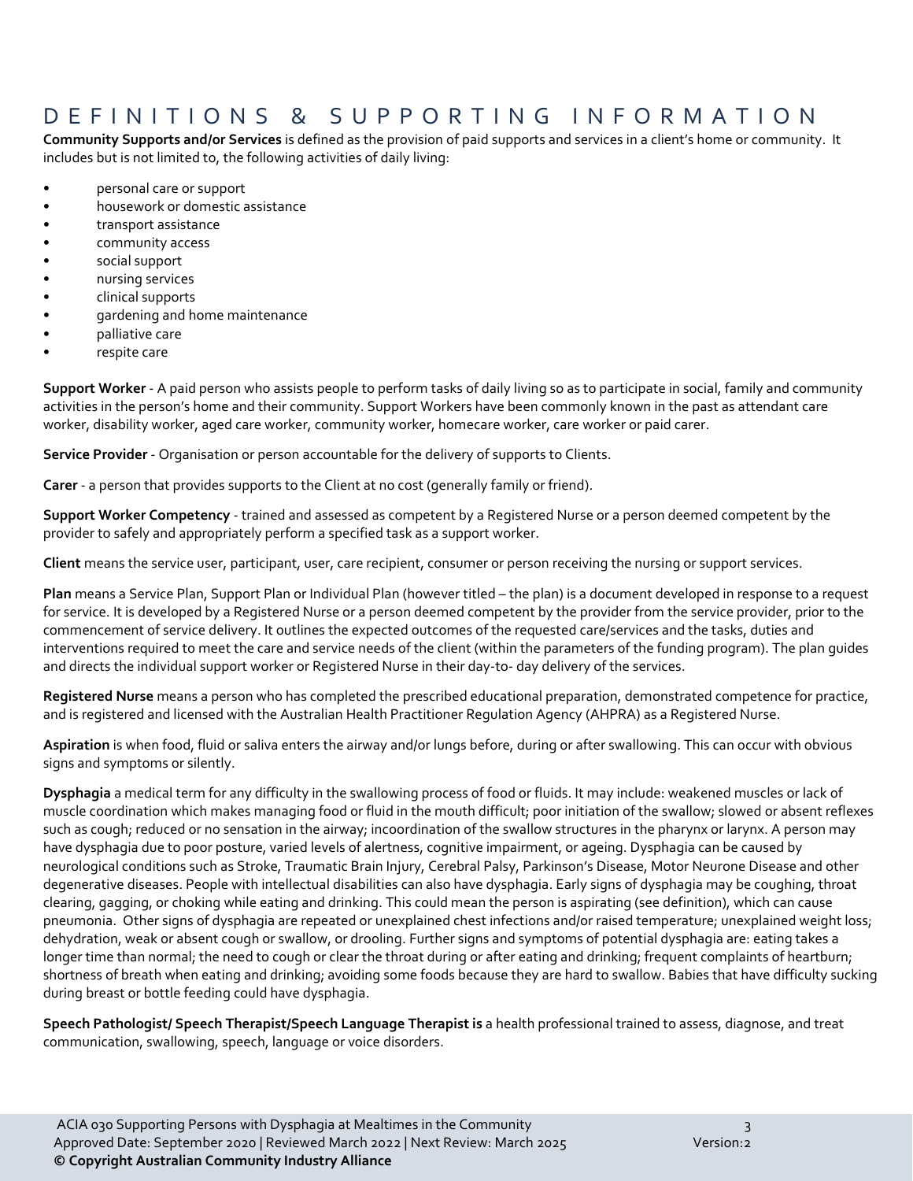# DEFINITIONS & SUPPORTING INFORMATION

**Community Supports and/or Services** is defined as the provision of paid supports and services in a client's home or community. It includes but is not limited to, the following activities of daily living:

- personal care or support
- housework or domestic assistance
- transport assistance
- community access
- social support
- nursing services
- clinical supports
- gardening and home maintenance
- palliative care
- respite care

**Support Worker** - A paid person who assists people to perform tasks of daily living so as to participate in social, family and community activities in the person's home and their community. Support Workers have been commonly known in the past as attendant care worker, disability worker, aged care worker, community worker, homecare worker, care worker or paid carer.

**Service Provider** - Organisation or person accountable for the delivery of supports to Clients.

**Carer** - a person that provides supports to the Client at no cost (generally family or friend).

**Support Worker Competency** - trained and assessed as competent by a Registered Nurse or a person deemed competent by the provider to safely and appropriately perform a specified task as a support worker.

**Client** means the service user, participant, user, care recipient, consumer or person receiving the nursing or support services.

**Plan** means a Service Plan, Support Plan or Individual Plan (however titled – the plan) is a document developed in response to a request for service. It is developed by a Registered Nurse or a person deemed competent by the provider from the service provider, prior to the commencement of service delivery. It outlines the expected outcomes of the requested care/services and the tasks, duties and interventions required to meet the care and service needs of the client (within the parameters of the funding program). The plan guides and directs the individual support worker or Registered Nurse in their day-to- day delivery of the services.

**Registered Nurse** means a person who has completed the prescribed educational preparation, demonstrated competence for practice, and is registered and licensed with the Australian Health Practitioner Regulation Agency (AHPRA) as a Registered Nurse.

**Aspiration** is when food, fluid or saliva enters the airway and/or lungs before, during or after swallowing. This can occur with obvious signs and symptoms or silently.

**Dysphagia** a medical term for any difficulty in the swallowing process of food or fluids. It may include: weakened muscles or lack of muscle coordination which makes managing food or fluid in the mouth difficult; poor initiation of the swallow; slowed or absent reflexes such as cough; reduced or no sensation in the airway; incoordination of the swallow structures in the pharynx or larynx. A person may have dysphagia due to poor posture, varied levels of alertness, cognitive impairment, or ageing. Dysphagia can be caused by neurological conditions such as Stroke, Traumatic Brain Injury, Cerebral Palsy, Parkinson's Disease, Motor Neurone Disease and other degenerative diseases. People with intellectual disabilities can also have dysphagia. Early signs of dysphagia may be coughing, throat clearing, gagging, or choking while eating and drinking. This could mean the person is aspirating (see definition), which can cause pneumonia. Other signs of dysphagia are repeated or unexplained chest infections and/or raised temperature; unexplained weight loss; dehydration, weak or absent cough or swallow, or drooling. Further signs and symptoms of potential dysphagia are: eating takes a longer time than normal; the need to cough or clear the throat during or after eating and drinking; frequent complaints of heartburn; shortness of breath when eating and drinking; avoiding some foods because they are hard to swallow. Babies that have difficulty sucking during breast or bottle feeding could have dysphagia.

**Speech Pathologist/ Speech Therapist/Speech Language Therapist is** a health professional trained to assess, diagnose, and treat communication, swallowing, speech, language or voice disorders.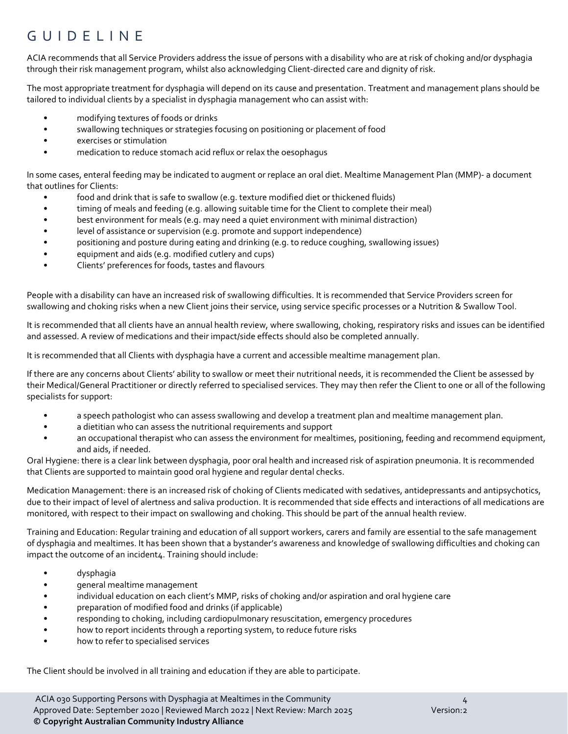# GUIDELINE

ACIA recommends that all Service Providers address the issue of persons with a disability who are at risk of choking and/or dysphagia through their risk management program, whilst also acknowledging Client-directed care and dignity of risk.

The most appropriate treatment for dysphagia will depend on its cause and presentation. Treatment and management plans should be tailored to individual clients by a specialist in dysphagia management who can assist with:

- modifying textures of foods or drinks
- swallowing techniques or strategies focusing on positioning or placement of food
- exercises or stimulation
- medication to reduce stomach acid reflux or relax the oesophagus

In some cases, enteral feeding may be indicated to augment or replace an oral diet. Mealtime Management Plan (MMP)- a document that outlines for Clients:

- food and drink that is safe to swallow (e.g. texture modified diet or thickened fluids)
- timing of meals and feeding (e.g. allowing suitable time for the Client to complete their meal)
- best environment for meals (e.g. may need a quiet environment with minimal distraction)
- level of assistance or supervision (e.g. promote and support independence)
- positioning and posture during eating and drinking (e.g. to reduce coughing, swallowing issues)
- equipment and aids (e.g. modified cutlery and cups)
- Clients' preferences for foods, tastes and flavours

People with a disability can have an increased risk of swallowing difficulties. It is recommended that Service Providers screen for swallowing and choking risks when a new Client joins their service, using service specific processes or a Nutrition & Swallow Tool.

It is recommended that all clients have an annual health review, where swallowing, choking, respiratory risks and issues can be identified and assessed. A review of medications and their impact/side effects should also be completed annually.

It is recommended that all Clients with dysphagia have a current and accessible mealtime management plan.

If there are any concerns about Clients' ability to swallow or meet their nutritional needs, it is recommended the Client be assessed by their Medical/General Practitioner or directly referred to specialised services. They may then refer the Client to one or all of the following specialists for support:

- a speech pathologist who can assess swallowing and develop a treatment plan and mealtime management plan.
- a dietitian who can assess the nutritional requirements and support
- an occupational therapist who can assess the environment for mealtimes, positioning, feeding and recommend equipment, and aids, if needed.

Oral Hygiene: there is a clear link between dysphagia, poor oral health and increased risk of aspiration pneumonia. It is recommended that Clients are supported to maintain good oral hygiene and regular dental checks.

Medication Management: there is an increased risk of choking of Clients medicated with sedatives, antidepressants and antipsychotics, due to their impact of level of alertness and saliva production. It is recommended that side effects and interactions of all medications are monitored, with respect to their impact on swallowing and choking. This should be part of the annual health review.

Training and Education: Regular training and education of all support workers, carers and family are essential to the safe management of dysphagia and mealtimes. It has been shown that a bystander's awareness and knowledge of swallowing difficulties and choking can impact the outcome of an incident[4]. Training should include:

- dysphagia
- general mealtime management
- individual education on each client's MMP, risks of choking and/or aspiration and oral hygiene care
- preparation of modified food and drinks (if applicable)
- responding to choking, including cardiopulmonary resuscitation, emergency procedures
- how to report incidents through a reporting system, to reduce future risks
- how to refer to specialised services

The Client should be involved in all training and education if they are able to participate.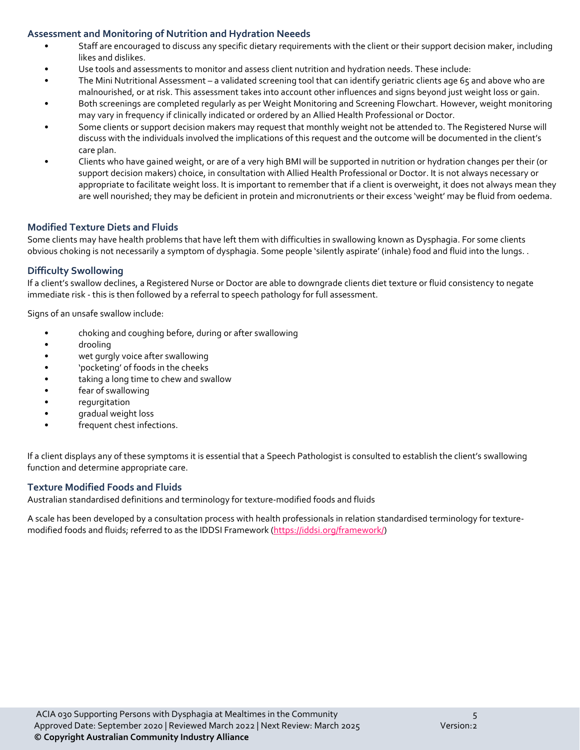### Assessment and Monitoring of Nutrition and Hydration Neeeds

- Staff are encouraged to discuss any specific dietary requirements with the client or their support decision maker, including likes and dislikes.
- Use tools and assessments to monitor and assess client nutrition and hydration needs. These include:
- The Mini Nutritional Assessment – a validated screening tool that can identify geriatric clients age 65 and above who are malnourished, or at risk. This assessment takes into account other influences and signs beyond just weight loss or gain.
- Both screenings are completed regularly as per Weight Monitoring and Screening Flowchart. However, weight monitoring may vary in frequency if clinically indicated or ordered by an Allied Health Professional or Doctor.
- Some clients or support decision makers may request that monthly weight not be attended to. The Registered Nurse will discuss with the individuals involved the implications of this request and the outcome will be documented in the client's care plan.
- Clients who have gained weight, or are of a very high BMI will be supported in nutrition or hydration changes per their (or support decision makers) choice, in consultation with Allied Health Professional or Doctor. It is not always necessary or appropriate to facilitate weight loss. It is important to remember that if a client is overweight, it does not always mean they are well nourished; they may be deficient in protein and micronutrients or their excess 'weight' may be fluid from oedema.

### Modified Texture Diets and Fluids

Some clients may have health problems that have left them with difficulties in swallowing known as Dysphagia. For some clients obvious choking is not necessarily a symptom of dysphagia. Some people 'silently aspirate' (inhale) food and fluid into the lungs. .

### Difficulty Swollowing

If a client's swallow declines, a Registered Nurse or Doctor are able to downgrade clients diet texture or fluid consistency to negate immediate risk - this is then followed by a referral to speech pathology for full assessment.

Signs of an unsafe swallow include:

- choking and coughing before, during or after swallowing
- drooling
- wet gurgly voice after swallowing
- 'pocketing' of foods in the cheeks
- taking a long time to chew and swallow
- fear of swallowing
- regurgitation
- gradual weight loss
- frequent chest infections.

If a client displays any of these symptoms it is essential that a Speech Pathologist is consulted to establish the client's swallowing function and determine appropriate care.

### Texture Modified Foods and Fluids

Australian standardised definitions and terminology for texture-modified foods and fluids

A scale has been developed by a consultation process with health professionals in relation standardised terminology for texture-modified foods and fluids; referred to as the IDDSI Framework (https://iddsi.org/framework/)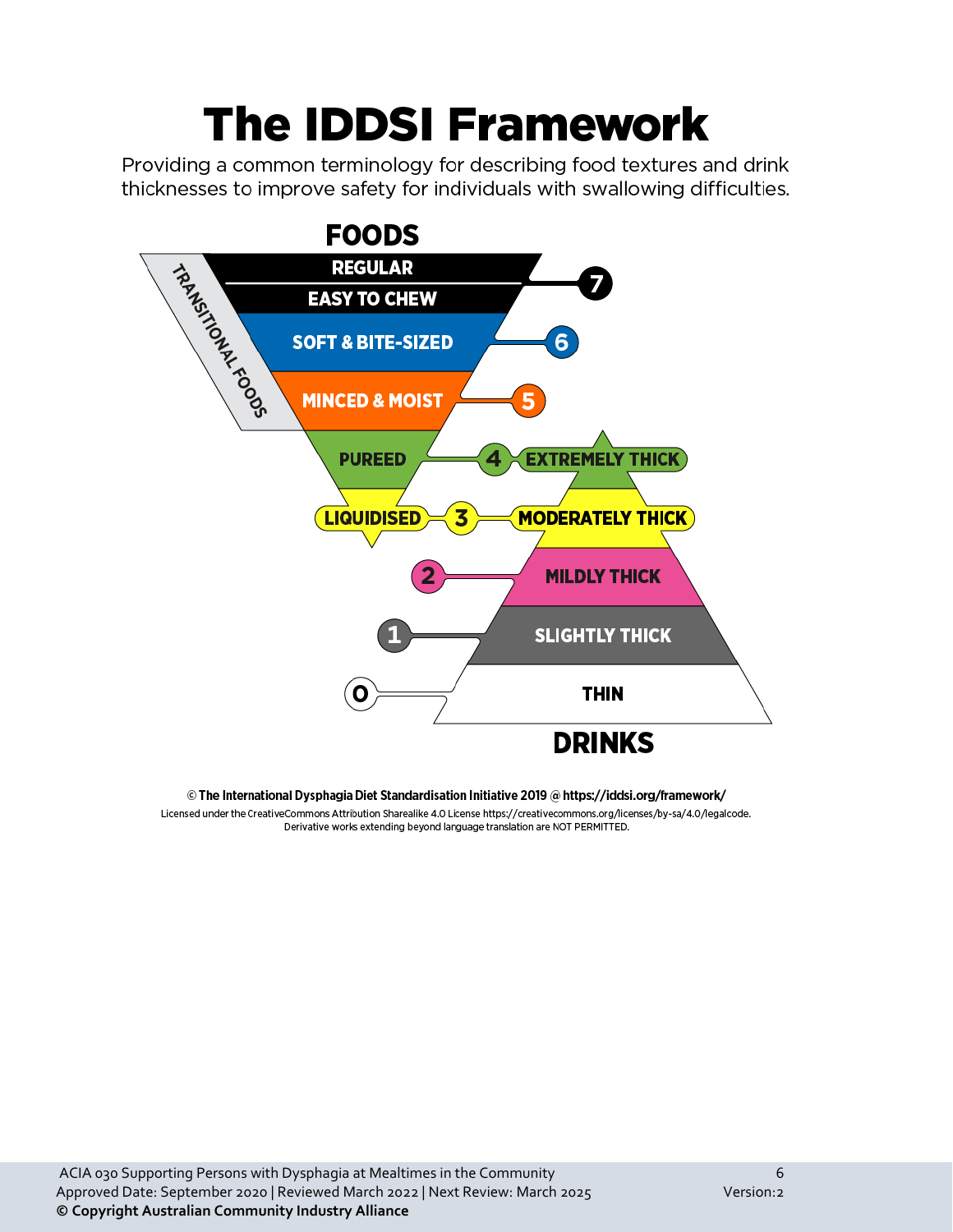# The IDDSI Framework

Providing a common terminology for describing food textures and drink thicknesses to improve safety for individuals with swallowing difficulties.

**FOODS**

- 7 — REGULAR / EASY TO CHEW
- 6 — SOFT & BITE-SIZED
- 5 — MINCED & MOIST
- 4 — PUREED
- 3 — LIQUIDISED

TRANSITIONAL FOODS

**DRINKS**

- 4 — EXTREMELY THICK
- 3 — MODERATELY THICK
- 2 — MILDLY THICK
- 1 — SLIGHTLY THICK
- 0 — THIN

© **The International Dysphagia Diet Standardisation Initiative 2019 @ https://iddsi.org/framework/**

Licensed under the CreativeCommons Attribution Sharealike 4.0 License https://creativecommons.org/licenses/by-sa/4.0/legalcode.
Derivative works extending beyond language translation are NOT PERMITTED.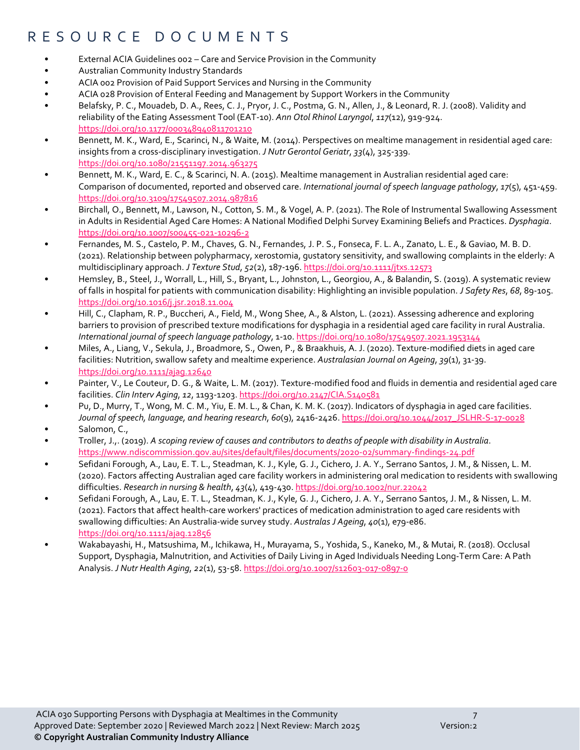# RESOURCE DOCUMENTS

- External ACIA Guidelines 002 – Care and Service Provision in the Community
- Australian Community Industry Standards
- ACIA 002 Provision of Paid Support Services and Nursing in the Community
- ACIA 028 Provision of Enteral Feeding and Management by Support Workers in the Community
- Belafsky, P. C., Mouadeb, D. A., Rees, C. J., Pryor, J. C., Postma, G. N., Allen, J., & Leonard, R. J. (2008). Validity and reliability of the Eating Assessment Tool (EAT-10). *Ann Otol Rhinol Laryngol*, *117*(12), 919-924. https://doi.org/10.1177/000348940811701210
- Bennett, M. K., Ward, E., Scarinci, N., & Waite, M. (2014). Perspectives on mealtime management in residential aged care: insights from a cross-disciplinary investigation. *J Nutr Gerontol Geriatr*, *33*(4), 325-339. https://doi.org/10.1080/21551197.2014.963275
- Bennett, M. K., Ward, E. C., & Scarinci, N. A. (2015). Mealtime management in Australian residential aged care: Comparison of documented, reported and observed care. *International journal of speech language pathology*, *17*(5), 451-459. https://doi.org/10.3109/17549507.2014.987816
- Birchall, O., Bennett, M., Lawson, N., Cotton, S. M., & Vogel, A. P. (2021). The Role of Instrumental Swallowing Assessment in Adults in Residential Aged Care Homes: A National Modified Delphi Survey Examining Beliefs and Practices. *Dysphagia*. https://doi.org/10.1007/s00455-021-10296-2
- Fernandes, M. S., Castelo, P. M., Chaves, G. N., Fernandes, J. P. S., Fonseca, F. L. A., Zanato, L. E., & Gaviao, M. B. D. (2021). Relationship between polypharmacy, xerostomia, gustatory sensitivity, and swallowing complaints in the elderly: A multidisciplinary approach. *J Texture Stud*, *52*(2), 187-196. https://doi.org/10.1111/jtxs.12573
- Hemsley, B., Steel, J., Worrall, L., Hill, S., Bryant, L., Johnston, L., Georgiou, A., & Balandin, S. (2019). A systematic review of falls in hospital for patients with communication disability: Highlighting an invisible population. *J Safety Res*, *68*, 89-105. https://doi.org/10.1016/j.jsr.2018.11.004
- Hill, C., Clapham, R. P., Buccheri, A., Field, M., Wong Shee, A., & Alston, L. (2021). Assessing adherence and exploring barriers to provision of prescribed texture modifications for dysphagia in a residential aged care facility in rural Australia. *International journal of speech language pathology*, 1-10. https://doi.org/10.1080/17549507.2021.1953144
- Miles, A., Liang, V., Sekula, J., Broadmore, S., Owen, P., & Braakhuis, A. J. (2020). Texture-modified diets in aged care facilities: Nutrition, swallow safety and mealtime experience. *Australasian Journal on Ageing*, *39*(1), 31-39. https://doi.org/10.1111/ajag.12640
- Painter, V., Le Couteur, D. G., & Waite, L. M. (2017). Texture-modified food and fluids in dementia and residential aged care facilities. *Clin Interv Aging*, *12*, 1193-1203. https://doi.org/10.2147/CIA.S140581
- Pu, D., Murry, T., Wong, M. C. M., Yiu, E. M. L., & Chan, K. M. K. (2017). Indicators of dysphagia in aged care facilities. *Journal of speech, language, and hearing research*, *60*(9), 2416-2426. https://doi.org/10.1044/2017_JSLHR-S-17-0028
- Salomon, C.,
- Troller, J.,. (2019). *A scoping review of causes and contributors to deaths of people with disability in Australia*. https://www.ndiscommission.gov.au/sites/default/files/documents/2020-02/summary-findings-24.pdf
- Sefidani Forough, A., Lau, E. T. L., Steadman, K. J., Kyle, G. J., Cichero, J. A. Y., Serrano Santos, J. M., & Nissen, L. M. (2020). Factors affecting Australian aged care facility workers in administering oral medication to residents with swallowing difficulties. *Research in nursing & health*, *43*(4), 419-430. https://doi.org/10.1002/nur.22042
- Sefidani Forough, A., Lau, E. T. L., Steadman, K. J., Kyle, G. J., Cichero, J. A. Y., Serrano Santos, J. M., & Nissen, L. M. (2021). Factors that affect health-care workers' practices of medication administration to aged care residents with swallowing difficulties: An Australia-wide survey study. *Australas J Ageing*, *40*(1), e79-e86. https://doi.org/10.1111/ajag.12856
- Wakabayashi, H., Matsushima, M., Ichikawa, H., Murayama, S., Yoshida, S., Kaneko, M., & Mutai, R. (2018). Occlusal Support, Dysphagia, Malnutrition, and Activities of Daily Living in Aged Individuals Needing Long-Term Care: A Path Analysis. *J Nutr Health Aging*, *22*(1), 53-58. https://doi.org/10.1007/s12603-017-0897-0